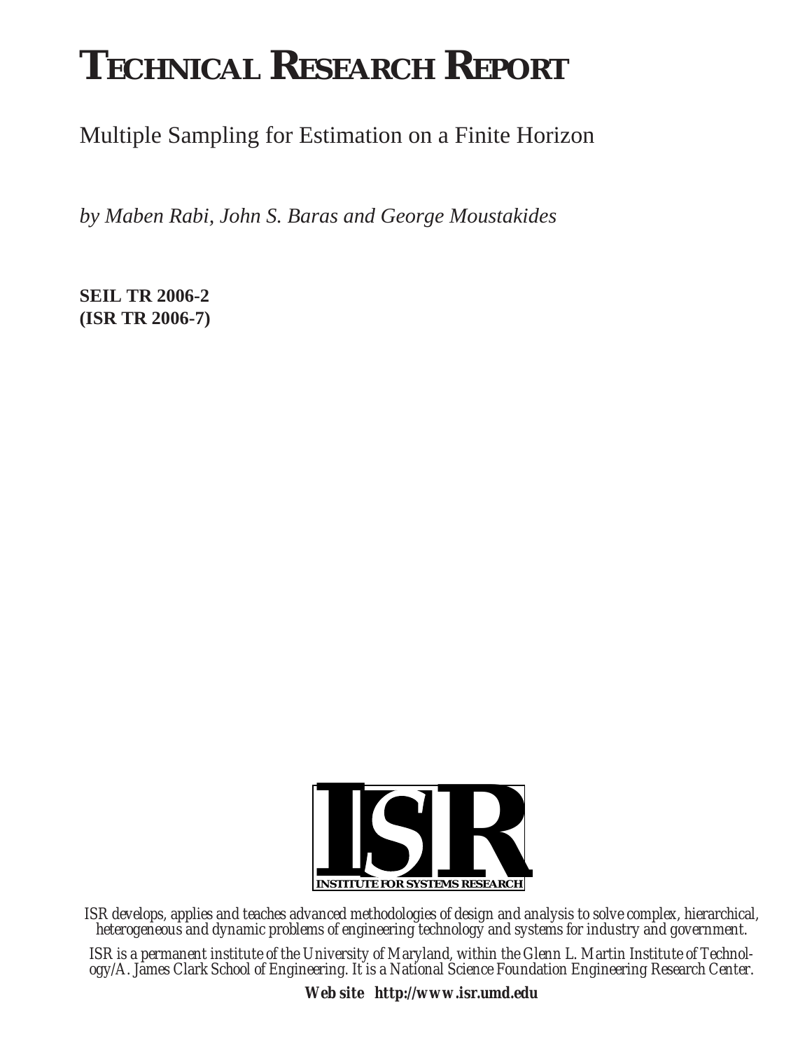# TECHNICAL RESEARCH REPORT

Multiple Sampling for Estimation on a Finite Horizon

*by Maben Rabi, John S. Baras and George Moustakides*

**SEIL TR 2006-2**
**(ISR TR 2006-7)**

ISR

INSTITUTE FOR SYSTEMS RESEARCH

*ISR develops, applies and teaches advanced methodologies of design and analysis to solve complex, hierarchical, heterogeneous and dynamic problems of engineering technology and systems for industry and government.*

*ISR is a permanent institute of the University of Maryland, within the Glenn L. Martin Institute of Technology/A. James Clark School of Engineering. It is a National Science Foundation Engineering Research Center.*

**Web site http://www.isr.umd.edu**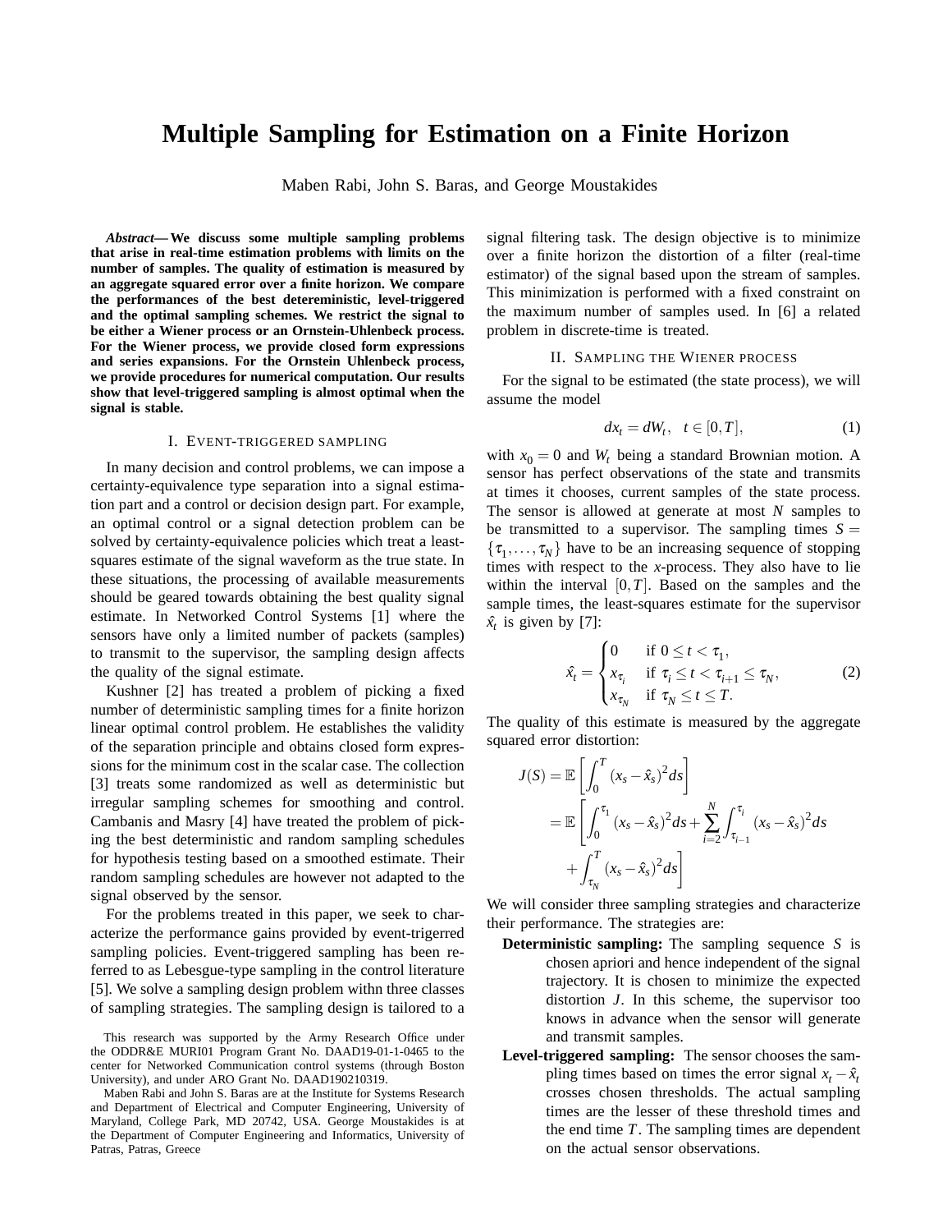# Multiple Sampling for Estimation on a Finite Horizon

Maben Rabi, John S. Baras, and George Moustakides

***Abstract*— We discuss some multiple sampling problems that arise in real-time estimation problems with limits on the number of samples. The quality of estimation is measured by an aggregate squared error over a finite horizon. We compare the performances of the best detereministic, level-triggered and the optimal sampling schemes. We restrict the signal to be either a Wiener process or an Ornstein-Uhlenbeck process. For the Wiener process, we provide closed form expressions and series expansions. For the Ornstein Uhlenbeck process, we provide procedures for numerical computation. Our results show that level-triggered sampling is almost optimal when the signal is stable.**

## I. Event-triggered sampling

In many decision and control problems, we can impose a certainty-equivalence type separation into a signal estimation part and a control or decision design part. For example, an optimal control or a signal detection problem can be solved by certainty-equivalence policies which treat a least-squares estimate of the signal waveform as the true state. In these situations, the processing of available measurements should be geared towards obtaining the best quality signal estimate. In Networked Control Systems [1] where the sensors have only a limited number of packets (samples) to transmit to the supervisor, the sampling design affects the quality of the signal estimate.

Kushner [2] has treated a problem of picking a fixed number of deterministic sampling times for a finite horizon linear optimal control problem. He establishes the validity of the separation principle and obtains closed form expressions for the minimum cost in the scalar case. The collection [3] treats some randomized as well as deterministic but irregular sampling schemes for smoothing and control. Cambanis and Masry [4] have treated the problem of picking the best deterministic and random sampling schedules for hypothesis testing based on a smoothed estimate. Their random sampling schedules are however not adapted to the signal observed by the sensor.

For the problems treated in this paper, we seek to characterize the performance gains provided by event-trigerred sampling policies. Event-triggered sampling has been referred to as Lebesgue-type sampling in the control literature [5]. We solve a sampling design problem withn three classes of sampling strategies. The sampling design is tailored to a signal filtering task. The design objective is to minimize over a finite horizon the distortion of a filter (real-time estimator) of the signal based upon the stream of samples. This minimization is performed with a fixed constraint on the maximum number of samples used. In [6] a related problem in discrete-time is treated.

This research was supported by the Army Research Office under the ODDR&E MURI01 Program Grant No. DAAD19-01-1-0465 to the center for Networked Communication control systems (through Boston University), and under ARO Grant No. DAAD190210319.

Maben Rabi and John S. Baras are at the Institute for Systems Research and Department of Electrical and Computer Engineering, University of Maryland, College Park, MD 20742, USA. George Moustakides is at the Department of Computer Engineering and Informatics, University of Patras, Patras, Greece

## II. Sampling the Wiener process

For the signal to be estimated (the state process), we will assume the model

$$dx_t = dW_t, \quad t \in [0, T], \tag{1}$$

with $x_0 = 0$ and $W_t$ being a standard Brownian motion. A sensor has perfect observations of the state and transmits at times it chooses, current samples of the state process. The sensor is allowed at generate at most $N$ samples to be transmitted to a supervisor. The sampling times $S = \{\tau_1, \ldots, \tau_N\}$ have to be an increasing sequence of stopping times with respect to the $x$-process. They also have to lie within the interval $[0, T]$. Based on the samples and the sample times, the least-squares estimate for the supervisor $\hat{x}_t$ is given by [7]:

$$\hat{x}_t = \begin{cases} 0 & \text{if } 0 \le t < \tau_1, \\ x_{\tau_i} & \text{if } \tau_i \le t < \tau_{i+1} \le \tau_N, \\ x_{\tau_N} & \text{if } \tau_N \le t \le T. \end{cases} \tag{2}$$

The quality of this estimate is measured by the aggregate squared error distortion:

$$\begin{aligned} J(S) &= \mathbb{E}\left[\int_0^T (x_s - \hat{x}_s)^2 ds\right] \\ &= \mathbb{E}\Bigg[\int_0^{\tau_1} (x_s - \hat{x}_s)^2 ds + \sum_{i=2}^{N} \int_{\tau_{i-1}}^{\tau_i} (x_s - \hat{x}_s)^2 ds \\ &\quad + \int_{\tau_N}^{T} (x_s - \hat{x}_s)^2 ds\Bigg] \end{aligned}$$

We will consider three sampling strategies and characterize their performance. The strategies are:

- **Deterministic sampling:** The sampling sequence $S$ is chosen apriori and hence independent of the signal trajectory. It is chosen to minimize the expected distortion $J$. In this scheme, the supervisor too knows in advance when the sensor will generate and transmit samples.
- **Level-triggered sampling:** The sensor chooses the sampling times based on times the error signal $x_t - \hat{x}_t$ crosses chosen thresholds. The actual sampling times are the lesser of these threshold times and the end time $T$. The sampling times are dependent on the actual sensor observations.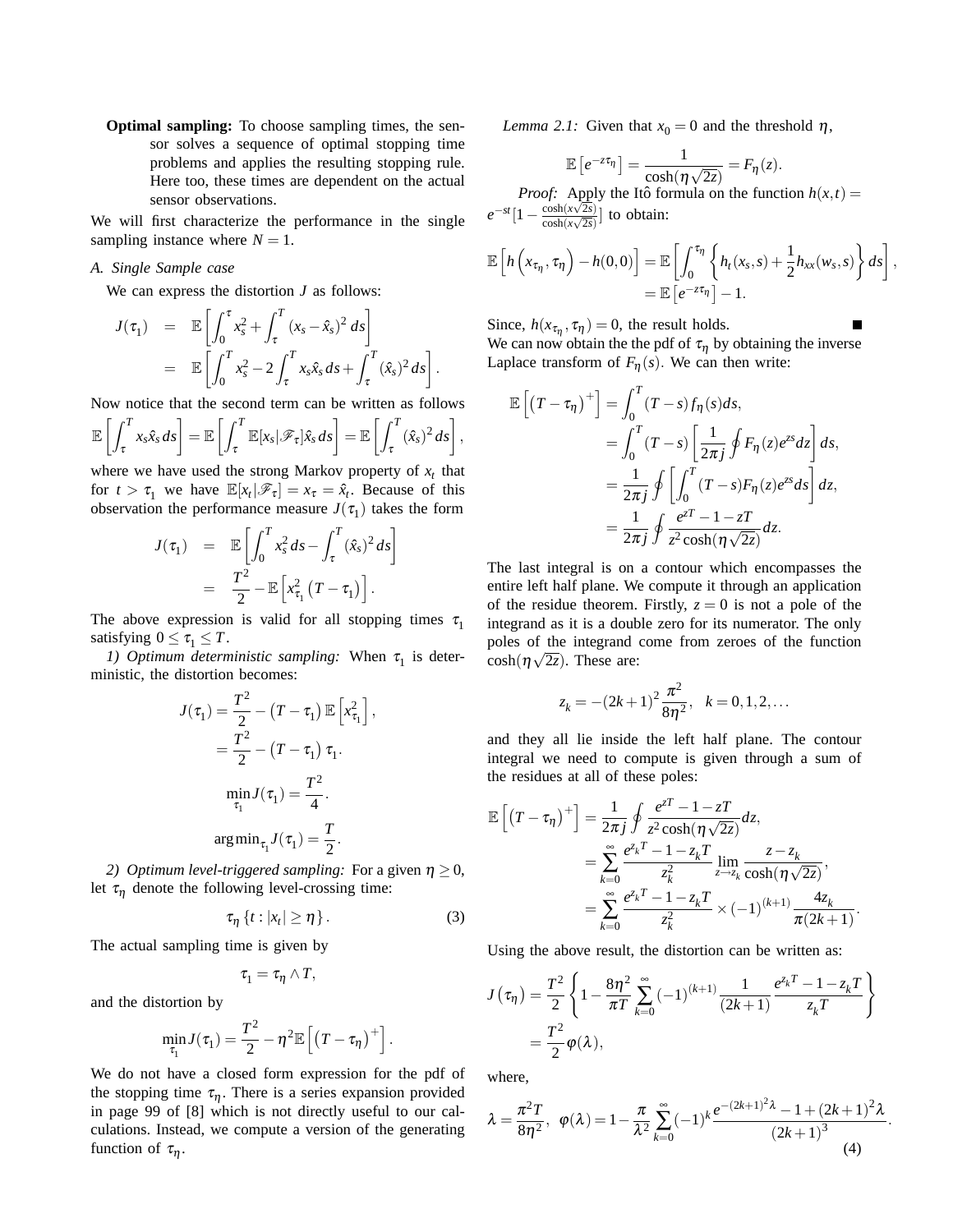**Optimal sampling:** To choose sampling times, the sensor solves a sequence of optimal stopping time problems and applies the resulting stopping rule. Here too, these times are dependent on the actual sensor observations.

We will first characterize the performance in the single sampling instance where $N = 1$.

### A. Single Sample case

We can express the distortion $J$ as follows:

$$
\begin{aligned}
J(\tau_1) &= \mathbb{E}\left[\int_0^\tau x_s^2 + \int_\tau^T (x_s - \hat{x}_s)^2 \, ds\right] \\
&= \mathbb{E}\left[\int_0^T x_s^2 - 2\int_\tau^T x_s \hat{x}_s \, ds + \int_\tau^T (\hat{x}_s)^2 \, ds\right].
\end{aligned}
$$

Now notice that the second term can be written as follows

$$
\mathbb{E}\left[\int_\tau^T x_s \hat{x}_s \, ds\right] = \mathbb{E}\left[\int_\tau^T \mathbb{E}[x_s|\mathscr{F}_\tau]\hat{x}_s \, ds\right] = \mathbb{E}\left[\int_\tau^T (\hat{x}_s)^2 \, ds\right],
$$

where we have used the strong Markov property of $x_t$ that for $t > \tau_1$ we have $\mathbb{E}[x_t|\mathscr{F}_\tau] = x_\tau = \hat{x}_t$. Because of this observation the performance measure $J(\tau_1)$ takes the form

$$
\begin{aligned}
J(\tau_1) &= \mathbb{E}\left[\int_0^T x_s^2 \, ds - \int_\tau^T (\hat{x}_s)^2 \, ds\right] \\
&= \frac{T^2}{2} - \mathbb{E}\left[x_{\tau_1}^2 \left(T - \tau_1\right)\right].
\end{aligned}
$$

The above expression is valid for all stopping times $\tau_1$ satisfying $0 \le \tau_1 \le T$.

*1) Optimum deterministic sampling:* When $\tau_1$ is deterministic, the distortion becomes:

$$
\begin{aligned}
J(\tau_1) &= \frac{T^2}{2} - \left(T - \tau_1\right)\mathbb{E}\left[x_{\tau_1}^2\right], \\
&= \frac{T^2}{2} - \left(T - \tau_1\right)\tau_1.
\end{aligned}
$$

$$
\min_{\tau_1} J(\tau_1) = \frac{T^2}{4}.
$$

$$
\arg\min_{\tau_1} J(\tau_1) = \frac{T}{2}.
$$

*2) Optimum level-triggered sampling:* For a given $\eta \ge 0$, let $\tau_\eta$ denote the following level-crossing time:

$$
\tau_\eta \left\{t : |x_t| \ge \eta\right\}. \tag{3}
$$

The actual sampling time is given by

$$
\tau_1 = \tau_\eta \wedge T,
$$

and the distortion by

$$
\min_{\tau_1} J(\tau_1) = \frac{T^2}{2} - \eta^2 \mathbb{E}\left[\left(T - \tau_\eta\right)^+\right].
$$

We do not have a closed form expression for the pdf of the stopping time $\tau_\eta$. There is a series expansion provided in page 99 of [8] which is not directly useful to our calculations. Instead, we compute a version of the generating function of $\tau_\eta$.

*Lemma 2.1:* Given that $x_0 = 0$ and the threshold $\eta$,

$$
\mathbb{E}\left[e^{-z\tau_\eta}\right] = \frac{1}{\cosh(\eta\sqrt{2z})} = F_\eta(z).
$$

*Proof:* Apply the Itô formula on the function $h(x,t) = e^{-st}\left[1 - \frac{\cosh(x\sqrt{2s})}{\cosh(x\sqrt{2s})}\right]$ to obtain:

$$
\begin{aligned}
\mathbb{E}\left[h\left(x_{\tau_\eta}, \tau_\eta\right) - h(0,0)\right] &= \mathbb{E}\left[\int_0^{\tau_\eta}\left\{h_t(x_s,s) + \frac{1}{2}h_{xx}(w_s,s)\right\}ds\right], \\
&= \mathbb{E}\left[e^{-z\tau_\eta}\right] - 1.
\end{aligned}
$$

Since, $h(x_{\tau_\eta}, \tau_\eta) = 0$, the result holds. ■

We can now obtain the the pdf of $\tau_\eta$ by obtaining the inverse Laplace transform of $F_\eta(s)$. We can then write:

$$
\begin{aligned}
\mathbb{E}\left[\left(T - \tau_\eta\right)^+\right] &= \int_0^T (T-s) f_\eta(s) ds, \\
&= \int_0^T (T-s)\left[\frac{1}{2\pi j}\oint F_\eta(z)e^{zs}dz\right]ds, \\
&= \frac{1}{2\pi j}\oint\left[\int_0^T (T-s)F_\eta(z)e^{zs}ds\right]dz, \\
&= \frac{1}{2\pi j}\oint \frac{e^{zT} - 1 - zT}{z^2\cosh(\eta\sqrt{2z})}dz.
\end{aligned}
$$

The last integral is on a contour which encompasses the entire left half plane. We compute it through an application of the residue theorem. Firstly, $z = 0$ is not a pole of the integrand as it is a double zero for its numerator. The only poles of the integrand come from zeroes of the function $\cosh(\eta\sqrt{2z})$. These are:

$$
z_k = -(2k+1)^2\frac{\pi^2}{8\eta^2}, \quad k = 0, 1, 2, \ldots
$$

and they all lie inside the left half plane. The contour integral we need to compute is given through a sum of the residues at all of these poles:

$$
\begin{aligned}
\mathbb{E}\left[\left(T - \tau_\eta\right)^+\right] &= \frac{1}{2\pi j}\oint \frac{e^{zT} - 1 - zT}{z^2\cosh(\eta\sqrt{2z})}dz, \\
&= \sum_{k=0}^{\infty} \frac{e^{z_k T} - 1 - z_k T}{z_k^2} \lim_{z \to z_k} \frac{z - z_k}{\cosh(\eta\sqrt{2z})}, \\
&= \sum_{k=0}^{\infty} \frac{e^{z_k T} - 1 - z_k T}{z_k^2} \times (-1)^{(k+1)} \frac{4 z_k}{\pi(2k+1)}.
\end{aligned}
$$

Using the above result, the distortion can be written as:

$$
\begin{aligned}
J\left(\tau_\eta\right) &= \frac{T^2}{2}\left\{1 - \frac{8\eta^2}{\pi T}\sum_{k=0}^{\infty}(-1)^{(k+1)}\frac{1}{(2k+1)}\frac{e^{z_k T} - 1 - z_k T}{z_k T}\right\} \\
&= \frac{T^2}{2}\varphi(\lambda),
\end{aligned}
$$

where,

$$
\lambda = \frac{\pi^2 T}{8\eta^2}, \quad \varphi(\lambda) = 1 - \frac{\pi}{\lambda^2}\sum_{k=0}^{\infty}(-1)^k \frac{e^{-(2k+1)^2\lambda} - 1 + (2k+1)^2\lambda}{(2k+1)^3}. \tag{4}
$$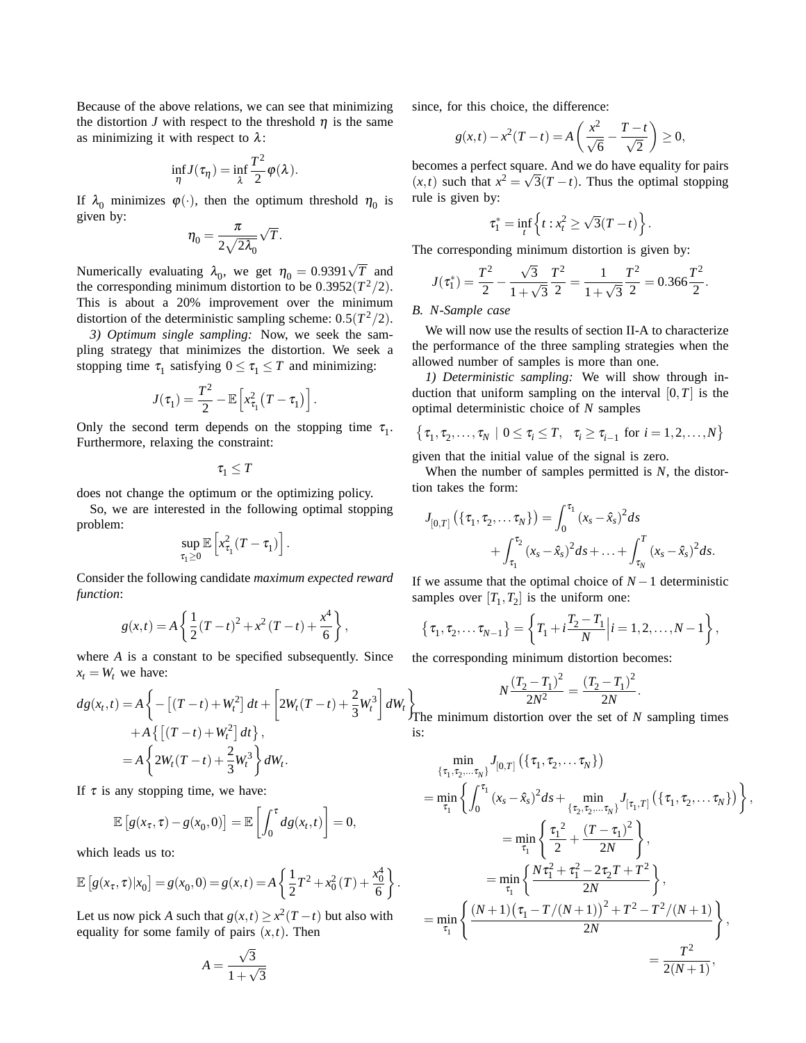Because of the above relations, we can see that minimizing the distortion $J$ with respect to the threshold $\eta$ is the same as minimizing it with respect to $\lambda$:

$$\inf_{\eta} J(\tau_\eta) = \inf_{\lambda} \frac{T^2}{2}\varphi(\lambda).$$

If $\lambda_0$ minimizes $\varphi(\cdot)$, then the optimum threshold $\eta_0$ is given by:

$$\eta_0 = \frac{\pi}{2\sqrt{2\lambda_0}}\sqrt{T}.$$

Numerically evaluating $\lambda_0$, we get $\eta_0 = 0.9391\sqrt{T}$ and the corresponding minimum distortion to be $0.3952(T^2/2)$. This is about a 20% improvement over the minimum distortion of the deterministic sampling scheme: $0.5(T^2/2)$.

*3) Optimum single sampling:* Now, we seek the sampling strategy that minimizes the distortion. We seek a stopping time $\tau_1$ satisfying $0 \le \tau_1 \le T$ and minimizing:

$$J(\tau_1) = \frac{T^2}{2} - \mathbb{E}\left[x_{\tau_1}^2 (T - \tau_1)\right].$$

Only the second term depends on the stopping time $\tau_1$. Furthermore, relaxing the constraint:

$$\tau_1 \le T$$

does not change the optimum or the optimizing policy.

So, we are interested in the following optimal stopping problem:

$$\sup_{\tau_1 \ge 0} \mathbb{E}\left[x_{\tau_1}^2 (T - \tau_1)\right].$$

Consider the following candidate *maximum expected reward function*:

$$g(x,t) = A\left\{\frac{1}{2}(T-t)^2 + x^2(T-t) + \frac{x^4}{6}\right\},$$

where $A$ is a constant to be specified subsequently. Since $x_t = W_t$ we have:

$$\begin{aligned}
dg(x_t,t) &= A\left\{-\left[(T-t)+W_t^2\right]dt + \left[2W_t(T-t) + \frac{2}{3}W_t^3\right]dW_t\right\} \\
&\quad + A\left\{\left[(T-t)+W_t^2\right]dt\right\}, \\
&= A\left\{2W_t(T-t) + \frac{2}{3}W_t^3\right\}dW_t.
\end{aligned}$$

If $\tau$ is any stopping time, we have:

$$\mathbb{E}\left[g(x_\tau,\tau) - g(x_0,0)\right] = \mathbb{E}\left[\int_0^\tau dg(x_t,t)\right] = 0,$$

which leads us to:

$$\mathbb{E}\left[g(x_\tau,\tau)|x_0\right] = g(x_0,0) = g(x,t) = A\left\{\frac{1}{2}T^2 + x_0^2(T) + \frac{x_0^4}{6}\right\}.$$

Let us now pick $A$ such that $g(x,t) \ge x^2(T-t)$ but also with equality for some family of pairs $(x,t)$. Then

$$A = \frac{\sqrt{3}}{1+\sqrt{3}}$$

since, for this choice, the difference:

$$g(x,t) - x^2(T-t) = A\left(\frac{x^2}{\sqrt{6}} - \frac{T-t}{\sqrt{2}}\right) \ge 0,$$

becomes a perfect square. And we do have equality for pairs $(x,t)$ such that $x^2 = \sqrt{3}(T-t)$. Thus the optimal stopping rule is given by:

$$\tau_1^* = \inf_t\left\{t : x_t^2 \ge \sqrt{3}(T-t)\right\}.$$

The corresponding minimum distortion is given by:

$$J(\tau_1^*) = \frac{T^2}{2} - \frac{\sqrt{3}}{1+\sqrt{3}}\frac{T^2}{2} = \frac{1}{1+\sqrt{3}}\frac{T^2}{2} = 0.366\frac{T^2}{2}.$$

### B. N-Sample case

We will now use the results of section II-A to characterize the performance of the three sampling strategies when the allowed number of samples is more than one.

*1) Deterministic sampling:* We will show through induction that uniform sampling on the interval $[0,T]$ is the optimal deterministic choice of $N$ samples

$$\left\{\tau_1, \tau_2, \ldots, \tau_N \mid 0 \le \tau_i \le T, \quad \tau_i \ge \tau_{i-1} \text{ for } i = 1,2,\ldots,N\right\}$$

given that the initial value of the signal is zero.

When the number of samples permitted is $N$, the distortion takes the form:

$$\begin{aligned}
J_{[0,T]}\left(\{\tau_1,\tau_2,\ldots\tau_N\}\right) &= \int_0^{\tau_1}(x_s - \hat{x}_s)^2 ds \\
&\quad + \int_{\tau_1}^{\tau_2}(x_s - \hat{x}_s)^2 ds + \ldots + \int_{\tau_N}^{T}(x_s - \hat{x}_s)^2 ds.
\end{aligned}$$

If we assume that the optimal choice of $N-1$ deterministic samples over $[T_1, T_2]$ is the uniform one:

$$\left\{\tau_1,\tau_2,\ldots\tau_{N-1}\right\} = \left\{T_1 + i\frac{T_2 - T_1}{N}\Big| i = 1,2,\ldots,N-1\right\},$$

the corresponding minimum distortion becomes:

$$N\frac{(T_2-T_1)^2}{2N^2} = \frac{(T_2-T_1)^2}{2N}.$$

The minimum distortion over the set of $N$ sampling times is:

$$\begin{aligned}
&\min_{\{\tau_1,\tau_2,\ldots\tau_N\}} J_{[0,T]}\left(\{\tau_1,\tau_2,\ldots\tau_N\}\right) \\
&= \min_{\tau_1}\left\{\int_0^{\tau_1}(x_s-\hat{x}_s)^2 ds + \min_{\{\tau_2,\tau_2,\ldots\tau_N\}} J_{[\tau_1,T]}\left(\{\tau_1,\tau_2,\ldots\tau_N\}\right)\right\}, \\
&= \min_{\tau_1}\left\{\frac{{\tau_1}^2}{2} + \frac{(T-\tau_1)^2}{2N}\right\}, \\
&= \min_{\tau_1}\left\{\frac{N\tau_1^2 + \tau_1^2 - 2\tau_2 T + T^2}{2N}\right\}, \\
&= \min_{\tau_1}\left\{\frac{(N+1)\left(\tau_1 - T/(N+1)\right)^2 + T^2 - T^2/(N+1)}{2N}\right\}, \\
&= \frac{T^2}{2(N+1)},
\end{aligned}$$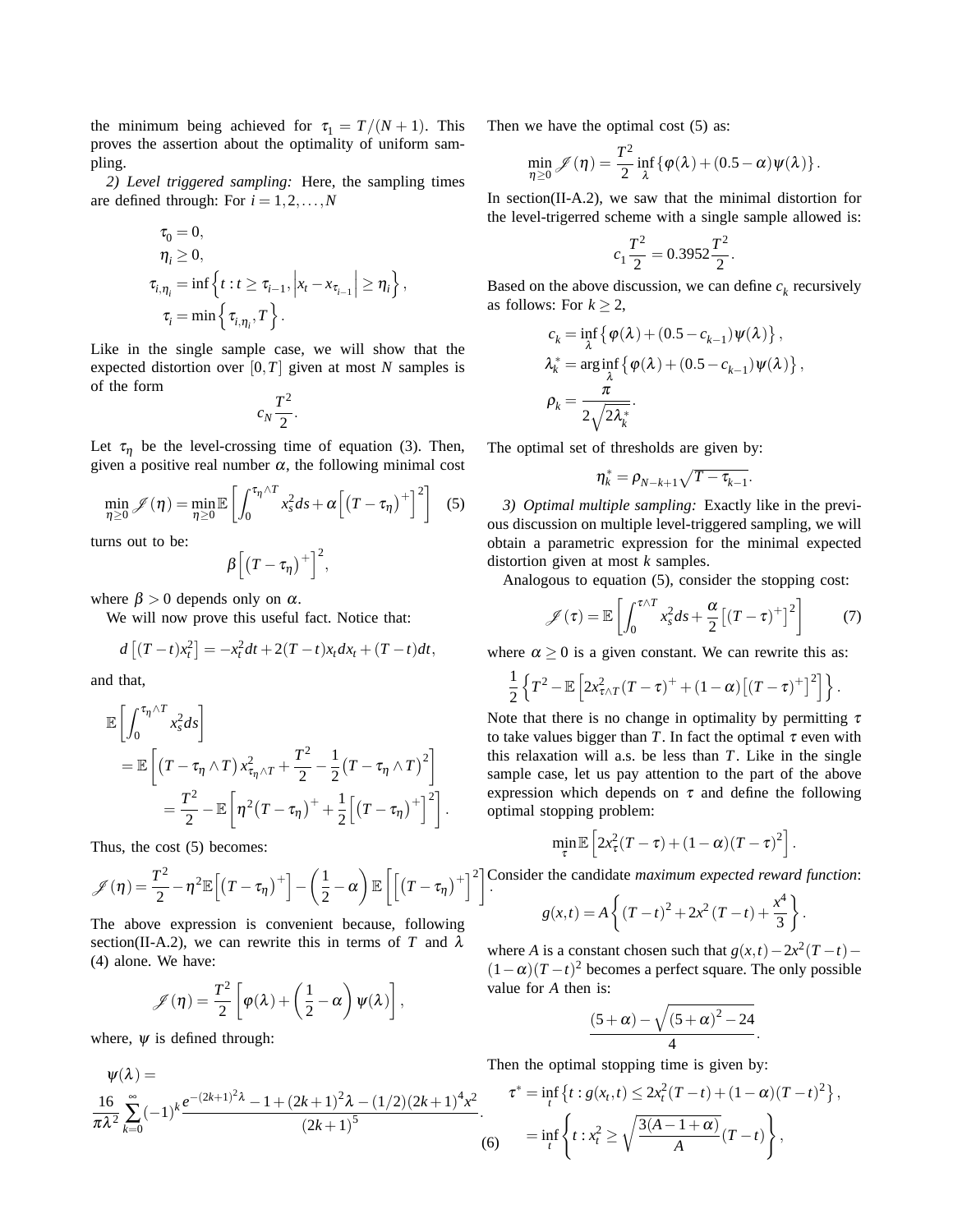the minimum being achieved for $\tau_1 = T/(N+1)$. This proves the assertion about the optimality of uniform sampling.

*2) Level triggered sampling:* Here, the sampling times are defined through: For $i = 1, 2, \ldots, N$

$$
\begin{aligned}
\tau_0 &= 0, \\
\eta_i &\geq 0, \\
\tau_{i,\eta_i} &= \inf\left\{ t : t \geq \tau_{i-1}, \left| x_t - x_{\tau_{i-1}} \right| \geq \eta_i \right\}, \\
\tau_i &= \min\left\{ \tau_{i,\eta_i}, T \right\}.
\end{aligned}
$$

Like in the single sample case, we will show that the expected distortion over $[0,T]$ given at most $N$ samples is of the form

$$c_N \frac{T^2}{2}.$$

Let $\tau_\eta$ be the level-crossing time of equation (3). Then, given a positive real number $\alpha$, the following minimal cost

$$\min_{\eta\geq 0} \mathscr{J}(\eta) = \min_{\eta \geq 0} \mathbb{E}\left[ \int_0^{\tau_\eta \wedge T} x_s^2 ds + \alpha \left[ \left(T - \tau_\eta\right)^+ \right]^2 \right] \quad (5)$$

turns out to be:

$$\beta \left[ \left(T - \tau_\eta\right)^+ \right]^2,$$

where $\beta > 0$ depends only on $\alpha$.

We will now prove this useful fact. Notice that:

$$d\left[(T-t)x_t^2\right] = -x_t^2 dt + 2(T-t)x_t dx_t + (T-t)dt,$$

and that,

$$
\begin{aligned}
&\mathbb{E}\left[ \int_0^{\tau_\eta \wedge T} x_s^2 ds \right] \\
&= \mathbb{E}\left[ \left(T - \tau_\eta \wedge T\right) x_{\tau_\eta \wedge T}^2 + \frac{T^2}{2} - \frac{1}{2}\left(T - \tau_\eta \wedge T\right)^2 \right] \\
&= \frac{T^2}{2} - \mathbb{E}\left[ \eta^2 \left(T - \tau_\eta\right)^+ + \frac{1}{2}\left[ \left(T - \tau_\eta\right)^+ \right]^2 \right].
\end{aligned}
$$

Thus, the cost (5) becomes:

$$\mathscr{J}(\eta) = \frac{T^2}{2} - \eta^2 \mathbb{E}\left[ \left(T - \tau_\eta\right)^+ \right] - \left( \frac{1}{2} - \alpha \right) \mathbb{E}\left[ \left[ \left(T - \tau_\eta\right)^+ \right]^2 \right].$$

The above expression is convenient because, following section(II-A.2), we can rewrite this in terms of $T$ and $\lambda$ (4) alone. We have:

$$\mathscr{J}(\eta) = \frac{T^2}{2} \left[ \varphi(\lambda) + \left( \frac{1}{2} - \alpha \right) \psi(\lambda) \right],$$

where, $\psi$ is defined through:

$$\psi(\lambda) = \frac{16}{\pi\lambda^2} \sum_{k=0}^{\infty} (-1)^k \frac{e^{-(2k+1)^2\lambda} - 1 + (2k+1)^2\lambda - (1/2)(2k+1)^4 x^2}{(2k+1)^5}. \quad (6)$$

Then we have the optimal cost (5) as:

$$\min_{\eta \geq 0} \mathscr{J}(\eta) = \frac{T^2}{2} \inf_\lambda \left\{ \varphi(\lambda) + (0.5 - \alpha)\psi(\lambda) \right\}.$$

In section(II-A.2), we saw that the minimal distortion for the level-trigerred scheme with a single sample allowed is:

$$c_1 \frac{T^2}{2} = 0.3952 \frac{T^2}{2}.$$

Based on the above discussion, we can define $c_k$ recursively as follows: For $k \geq 2$,

$$
\begin{aligned}
c_k &= \inf_\lambda \left\{ \varphi(\lambda) + (0.5 - c_{k-1})\psi(\lambda) \right\}, \\
\lambda_k^* &= \arg\inf_\lambda \left\{ \varphi(\lambda) + (0.5 - c_{k-1})\psi(\lambda) \right\}, \\
\rho_k &= \frac{\pi}{2\sqrt{2\lambda_k^*}}.
\end{aligned}
$$

The optimal set of thresholds are given by:

$$\eta_k^* = \rho_{N-k+1} \sqrt{T - \tau_{k-1}}.$$

*3) Optimal multiple sampling:* Exactly like in the previous discussion on multiple level-triggered sampling, we will obtain a parametric expression for the minimal expected distortion given at most $k$ samples.

Analogous to equation (5), consider the stopping cost:

$$\mathscr{J}(\tau) = \mathbb{E}\left[ \int_0^{\tau \wedge T} x_s^2 ds + \frac{\alpha}{2} \left[ (T - \tau)^+ \right]^2 \right] \quad (7)$$

where $\alpha \geq 0$ is a given constant. We can rewrite this as:

$$\frac{1}{2} \left\{ T^2 - \mathbb{E}\left[ 2x_{\tau\wedge T}^2 (T-\tau)^+ + (1-\alpha)\left[ (T-\tau)^+ \right]^2 \right] \right\}.$$

Note that there is no change in optimality by permitting $\tau$ to take values bigger than $T$. In fact the optimal $\tau$ even with this relaxation will a.s. be less than $T$. Like in the single sample case, let us pay attention to the part of the above expression which depends on $\tau$ and define the following optimal stopping problem:

$$\min_\tau \mathbb{E}\left[ 2x_\tau^2 (T - \tau) + (1-\alpha)(T-\tau)^2 \right].$$

Consider the candidate *maximum expected reward function*:

$$g(x,t) = A\left\{ (T-t)^2 + 2x^2(T-t) + \frac{x^4}{3} \right\}.$$

where $A$ is a constant chosen such that $g(x,t) - 2x^2(T-t) - (1-\alpha)(T-t)^2$ becomes a perfect square. The only possible value for $A$ then is:

$$\frac{(5+\alpha) - \sqrt{(5+\alpha)^2 - 24}}{4}.$$

Then the optimal stopping time is given by:

$$
\begin{aligned}
\tau^* &= \inf_t \left\{ t : g(x_t, t) \leq 2x_t^2(T-t) + (1-\alpha)(T-t)^2 \right\}, \\
&= \inf_t \left\{ t : x_t^2 \geq \sqrt{\frac{3(A - 1 + \alpha)}{A}} (T - t) \right\},
\end{aligned}
$$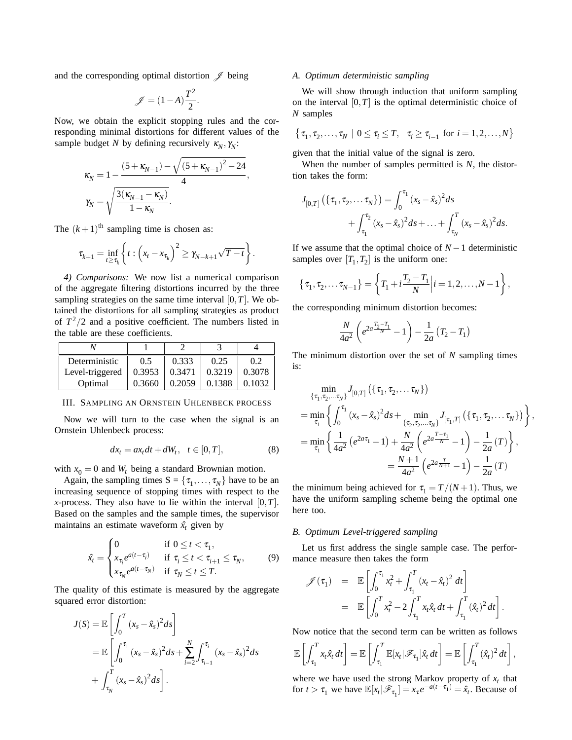and the corresponding optimal distortion $\mathscr{J}$ being

$$\mathscr{J} = (1-A)\frac{T^2}{2}.$$

Now, we obtain the explicit stopping rules and the corresponding minimal distortions for different values of the sample budget $N$ by defining recursively $\kappa_N, \gamma_N$:

$$\kappa_N = 1 - \frac{(5+\kappa_{N-1}) - \sqrt{(5+\kappa_{N-1})^2 - 24}}{4},$$

$$\gamma_N = \sqrt{\frac{3(\kappa_{N-1} - \kappa_N)}{1-\kappa_N}}.$$

The $(k+1)^{\text{th}}$ sampling time is chosen as:

$$\tau_{k+1} = \inf_{t \geq \tau_k}\left\{ t : \left(x_t - x_{\tau_k}\right)^2 \geq \gamma_{N-k+1}\sqrt{T-t}\right\}.$$

*4) Comparisons:* We now list a numerical comparison of the aggregate filtering distortions incurred by the three sampling strategies on the same time interval $[0,T]$. We obtained the distortions for all sampling strategies as product of $T^2/2$ and a positive coefficient. The numbers listed in the table are these coefficients.

| $N$ | 1 | 2 | 3 | 4 |
|---|---|---|---|---|
| Deterministic | 0.5 | 0.333 | 0.25 | 0.2 |
| Level-triggered | 0.3953 | 0.3471 | 0.3219 | 0.3078 |
| Optimal | 0.3660 | 0.2059 | 0.1388 | 0.1032 |

## III. Sampling an Ornstein Uhlenbeck process

Now we will turn to the case when the signal is an Ornstein Uhlenbeck process:

$$dx_t = ax_t dt + dW_t, \quad t \in [0,T], \tag{8}$$

with $x_0 = 0$ and $W_t$ being a standard Brownian motion.

Again, the sampling times S = $\{\tau_1, \ldots, \tau_N\}$ have to be an increasing sequence of stopping times with respect to the $x$-process. They also have to lie within the interval $[0,T]$. Based on the samples and the sample times, the supervisor maintains an estimate waveform $\hat{x}_t$ given by

$$\hat{x}_t = \begin{cases} 0 & \text{if } 0 \leq t < \tau_1, \\ x_{\tau_i}e^{a(t-\tau_i)} & \text{if } \tau_i \leq t < \tau_{i+1} \leq \tau_N, \\ x_{\tau_N}e^{a(t-\tau_N)} & \text{if } \tau_N \leq t \leq T. \end{cases} \tag{9}$$

The quality of this estimate is measured by the aggregate squared error distortion:

$$\begin{aligned} J(S) &= \mathbb{E}\left[\int_0^T (x_s - \hat{x}_s)^2 ds\right] \\ &= \mathbb{E}\left[\int_0^{\tau_1} (x_s - \hat{x}_s)^2 ds + \sum_{i=2}^N \int_{\tau_{i-1}}^{\tau_i} (x_s - \hat{x}_s)^2 ds \right.\\ &\quad \left. + \int_{\tau_N}^T (x_s - \hat{x}_s)^2 ds\right]. \end{aligned}$$

### A. Optimum deterministic sampling

We will show through induction that uniform sampling on the interval $[0,T]$ is the optimal deterministic choice of $N$ samples

$$\left\{ \tau_1, \tau_2, \ldots, \tau_N \mid 0 \leq \tau_i \leq T, \quad \tau_i \geq \tau_{i-1} \text{ for } i = 1,2,\ldots,N \right\}$$

given that the initial value of the signal is zero.

When the number of samples permitted is $N$, the distortion takes the form:

$$\begin{aligned} J_{[0,T]}\left(\{\tau_1, \tau_2, \ldots \tau_N\}\right) &= \int_0^{\tau_1} (x_s - \hat{x}_s)^2 ds \\ &+ \int_{\tau_1}^{\tau_2} (x_s - \hat{x}_s)^2 ds + \ldots + \int_{\tau_N}^T (x_s - \hat{x}_s)^2 ds. \end{aligned}$$

If we assume that the optimal choice of $N-1$ deterministic samples over $[T_1, T_2]$ is the uniform one:

$$\left\{\tau_1, \tau_2, \ldots \tau_{N-1}\right\} = \left\{ T_1 + i\frac{T_2 - T_1}{N} \Big| i = 1,2,\ldots,N-1 \right\},$$

the corresponding minimum distortion becomes:

$$\frac{N}{4a^2}\left(e^{2a\frac{T_2-T_1}{N}} - 1\right) - \frac{1}{2a}\left(T_2 - T_1\right)$$

The minimum distortion over the set of $N$ sampling times is:

$$\begin{aligned} &\min_{\{\tau_1,\tau_2,\ldots\tau_N\}} J_{[0,T]}\left(\{\tau_1, \tau_2, \ldots \tau_N\}\right) \\ &= \min_{\tau_1}\left\{ \int_0^{\tau_1} (x_s - \hat{x}_s)^2 ds + \min_{\{\tau_2,\tau_2,\ldots\tau_N\}} J_{[\tau_1,T]}\left(\{\tau_1, \tau_2, \ldots \tau_N\}\right) \right\}, \\ &= \min_{\tau_1}\left\{ \frac{1}{4a^2}\left(e^{2a\tau_1} - 1\right) + \frac{N}{4a^2}\left(e^{2a\frac{T-\tau_1}{N}} - 1\right) - \frac{1}{2a}(T) \right\}, \\ &\qquad = \frac{N+1}{4a^2}\left(e^{2a\frac{T}{N+1}} - 1\right) - \frac{1}{2a}(T) \end{aligned}$$

the minimum being achieved for $\tau_1 = T/(N+1)$. Thus, we have the uniform sampling scheme being the optimal one here too.

### B. Optimum Level-triggered sampling

Let us first address the single sample case. The performance measure then takes the form

$$\begin{aligned} \mathscr{J}(\tau_1) &= \mathbb{E}\left[\int_0^{\tau_1} x_t^2 + \int_{\tau_1}^T (x_t - \hat{x}_t)^2 dt\right] \\ &= \mathbb{E}\left[\int_0^T x_t^2 - 2\int_{\tau_1}^T x_t\hat{x}_t\, dt + \int_{\tau_1}^T (\hat{x}_t)^2 dt\right]. \end{aligned}$$

Now notice that the second term can be written as follows

$$\mathbb{E}\left[\int_{\tau_1}^T x_t\hat{x}_t\, dt\right] = \mathbb{E}\left[\int_{\tau_1}^T \mathbb{E}[x_t|\mathscr{F}_{\tau_1}]\hat{x}_t\, dt\right] = \mathbb{E}\left[\int_{\tau_1}^T (\hat{x}_t)^2 dt\right],$$

where we have used the strong Markov property of $x_t$ that for $t > \tau_1$ we have $\mathbb{E}[x_t|\mathscr{F}_{\tau_1}] = x_\tau e^{-a(t-\tau_1)} = \hat{x}_t$. Because of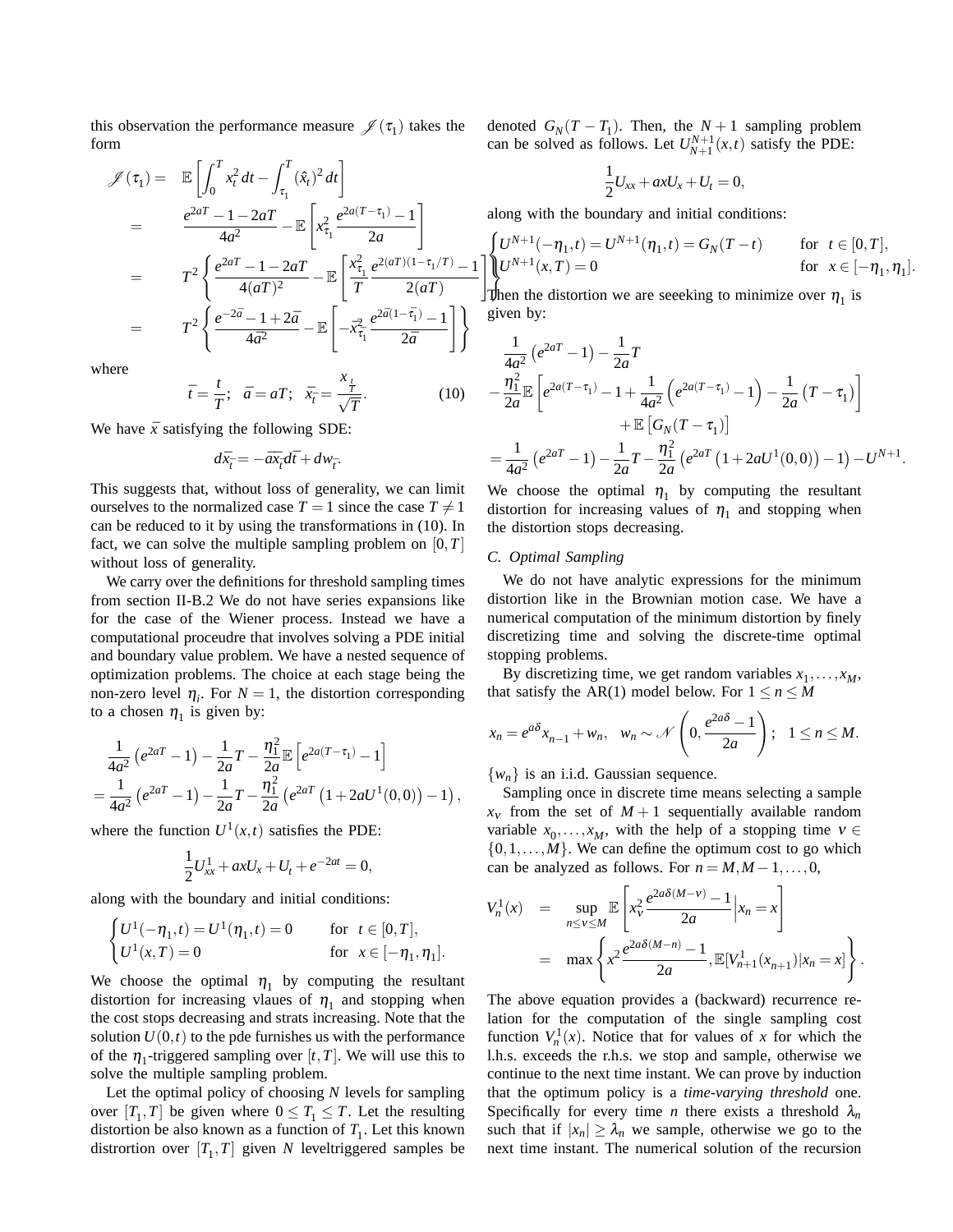this observation the performance measure $\mathscr{J}(\tau_1)$ takes the form

$$
\begin{aligned}
\mathscr{J}(\tau_1) = &\quad \mathbb{E}\left[\int_0^T x_t^2\,dt - \int_{\tau_1}^T (\hat{x}_t)^2\,dt\right] \\
= &\quad \frac{e^{2aT}-1-2aT}{4a^2} - \mathbb{E}\left[x_{\tau_1}^2 \frac{e^{2a(T-\tau_1)}-1}{2a}\right] \\
= &\quad T^2\left\{\frac{e^{2aT}-1-2aT}{4(aT)^2} - \mathbb{E}\left[\frac{x_{\tau_1}^2}{T}\frac{e^{2(aT)(1-\tau_1/T)}-1}{2(aT)}\right]\right\} \\
= &\quad T^2\left\{\frac{e^{-2\bar{a}}-1+2\bar{a}}{4\bar{a}^2} - \mathbb{E}\left[-\bar{x}_{\bar{\tau}_1}^2 \frac{e^{2\bar{a}(1-\bar{\tau}_1)}-1}{2\bar{a}}\right]\right\}
\end{aligned}
$$

where

$$
\bar{t} = \frac{t}{T};\quad \bar{a} = aT;\quad \bar{x}_{\bar{t}} = \frac{x_{\frac{t}{T}}}{\sqrt{T}}. \tag{10}
$$

We have $\bar{x}$ satisfying the following SDE:

$$
d\bar{x}_{\bar{t}} = -\bar{a}\bar{x}_{\bar{t}}d\bar{t} + dw_{\bar{t}}.
$$

This suggests that, without loss of generality, we can limit ourselves to the normalized case $T=1$ since the case $T\neq 1$ can be reduced to it by using the transformations in (10). In fact, we can solve the multiple sampling problem on $[0,T]$ without loss of generality.

We carry over the definitions for threshold sampling times from section II-B.2 We do not have series expansions like for the case of the Wiener process. Instead we have a computational proceudre that involves solving a PDE initial and boundary value problem. We have a nested sequence of optimization problems. The choice at each stage being the non-zero level $\eta_i$. For $N=1$, the distortion corresponding to a chosen $\eta_1$ is given by:

$$
\begin{aligned}
&\frac{1}{4a^2}\left(e^{2aT}-1\right) - \frac{1}{2a}T - \frac{\eta_1^2}{2a}\mathbb{E}\left[e^{2a(T-\tau_1)}-1\right] \\
&= \frac{1}{4a^2}\left(e^{2aT}-1\right) - \frac{1}{2a}T - \frac{\eta_1^2}{2a}\left(e^{2aT}\left(1+2aU^1(0,0)\right)-1\right),
\end{aligned}
$$

where the function $U^1(x,t)$ satisfies the PDE:

$$
\frac{1}{2}U_{xx}^1 + axU_x + U_t + e^{-2at} = 0,
$$

along with the boundary and initial conditions:

$$
\begin{cases}
U^1(-\eta_1,t) = U^1(\eta_1,t) = 0 & \text{for } t\in[0,T], \\
U^1(x,T) = 0 & \text{for } x\in[-\eta_1,\eta_1].
\end{cases}
$$

We choose the optimal $\eta_1$ by computing the resultant distortion for increasing vlaues of $\eta_1$ and stopping when the cost stops decreasing and strats increasing. Note that the solution $U(0,t)$ to the pde furnishes us with the performance of the $\eta_1$-triggered sampling over $[t,T]$. We will use this to solve the multiple sampling problem.

Let the optimal policy of choosing $N$ levels for sampling over $[T_1,T]$ be given where $0\le T_1\le T$. Let the resulting distortion be also known as a function of $T_1$. Let this known distrortion over $[T_1,T]$ given $N$ leveltriggered samples be denoted $G_N(T-T_1)$. Then, the $N+1$ sampling problem can be solved as follows. Let $U_{N+1}^{N+1}(x,t)$ satisfy the PDE:

$$
\frac{1}{2}U_{xx} + axU_x + U_t = 0,
$$

along with the boundary and initial conditions:

$$
\begin{cases}
U^{N+1}(-\eta_1,t) = U^{N+1}(\eta_1,t) = G_N(T-t) & \text{for } t\in[0,T], \\
U^{N+1}(x,T) = 0 & \text{for } x\in[-\eta_1,\eta_1].
\end{cases}
$$

Then the distortion we are seeeking to minimize over $\eta_1$ is given by:

$$
\begin{aligned}
&\frac{1}{4a^2}\left(e^{2aT}-1\right) - \frac{1}{2a}T \\
&-\frac{\eta_1^2}{2a}\mathbb{E}\left[e^{2a(T-\tau_1)} - 1 + \frac{1}{4a^2}\left(e^{2a(T-\tau_1)}-1\right) - \frac{1}{2a}\left(T-\tau_1\right)\right] \\
&\qquad\qquad + \mathbb{E}\left[G_N(T-\tau_1)\right] \\
&= \frac{1}{4a^2}\left(e^{2aT}-1\right) - \frac{1}{2a}T - \frac{\eta_1^2}{2a}\left(e^{2aT}\left(1+2aU^1(0,0)\right)-1\right) - U^{N+1}.
\end{aligned}
$$

We choose the optimal $\eta_1$ by computing the resultant distortion for increasing values of $\eta_1$ and stopping when the distortion stops decreasing.

### C. Optimal Sampling

We do not have analytic expressions for the minimum distortion like in the Brownian motion case. We have a numerical computation of the minimum distortion by finely discretizing time and solving the discrete-time optimal stopping problems.

By discretizing time, we get random variables $x_1,\ldots,x_M$, that satisfy the AR(1) model below. For $1\le n\le M$

$$
x_n = e^{a\delta}x_{n-1} + w_n,\quad w_n \sim \mathscr{N}\left(0, \frac{e^{2a\delta}-1}{2a}\right);\quad 1\le n\le M.
$$

$\{w_n\}$ is an i.i.d. Gaussian sequence.

Sampling once in discrete time means selecting a sample $x_\nu$ from the set of $M+1$ sequentially available random variable $x_0,\ldots,x_M$, with the help of a stopping time $\nu\in\{0,1,\ldots,M\}$. We can define the optimum cost to go which can be analyzed as follows. For $n=M,M-1,\ldots,0$,

$$
\begin{aligned}
V_n^1(x) &= \sup_{n\le\nu\le M}\mathbb{E}\left[x_\nu^2\frac{e^{2a\delta(M-\nu)}-1}{2a}\Big| x_n = x\right] \\
&= \max\left\{x^2\frac{e^{2a\delta(M-n)}-1}{2a}, \mathbb{E}[V_{n+1}^1(x_{n+1})|x_n = x]\right\}.
\end{aligned}
$$

The above equation provides a (backward) recurrence relation for the computation of the single sampling cost function $V_n^1(x)$. Notice that for values of $x$ for which the l.h.s. exceeds the r.h.s. we stop and sample, otherwise we continue to the next time instant. We can prove by induction that the optimum policy is a *time-varying threshold* one. Specifically for every time $n$ there exists a threshold $\lambda_n$ such that if $|x_n|\ge\lambda_n$ we sample, otherwise we go to the next time instant. The numerical solution of the recursion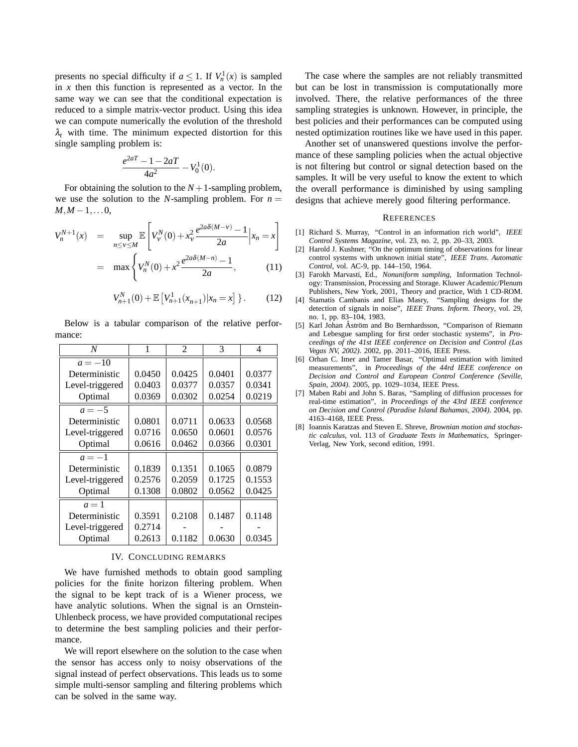presents no special difficulty if $a \leq 1$. If $V_n^1(x)$ is sampled in $x$ then this function is represented as a vector. In the same way we can see that the conditional expectation is reduced to a simple matrix-vector product. Using this idea we can compute numerically the evolution of the threshold $\lambda_t$ with time. The minimum expected distortion for this single sampling problem is:

$$\frac{e^{2aT} - 1 - 2aT}{4a^2} - V_0^1(0).$$

For obtaining the solution to the $N+1$-sampling problem, we use the solution to the $N$-sampling problem. For $n = M, M-1, \ldots 0$,

$$\begin{aligned} V_n^{N+1}(x) &= \sup_{n \leq \nu \leq M} \mathbb{E}\left[ V_\nu^N(0) + x_\nu^2 \frac{e^{2a\delta(M-\nu)} - 1}{2a} \Big| x_n = x \right] \\ &= \max \left\{ V_n^N(0) + x^2 \frac{e^{2a\delta(M-n)} - 1}{2a}, \right. \quad (11) \\ &\qquad \left. V_{n+1}^N(0) + \mathbb{E}\left[ V_{n+1}^1(x_{n+1}) | x_n = x \right] \right\}. \quad (12) \end{aligned}$$

Below is a tabular comparison of the relative performance:

| $N$ | 1 | 2 | 3 | 4 |
|---|---|---|---|---|
| $a = -10$ | | | | |
| Deterministic | 0.0450 | 0.0425 | 0.0401 | 0.0377 |
| Level-triggered | 0.0403 | 0.0377 | 0.0357 | 0.0341 |
| Optimal | 0.0369 | 0.0302 | 0.0254 | 0.0219 |
| $a = -5$ | | | | |
| Deterministic | 0.0801 | 0.0711 | 0.0633 | 0.0568 |
| Level-triggered | 0.0716 | 0.0650 | 0.0601 | 0.0576 |
| Optimal | 0.0616 | 0.0462 | 0.0366 | 0.0301 |
| $a = -1$ | | | | |
| Deterministic | 0.1839 | 0.1351 | 0.1065 | 0.0879 |
| Level-triggered | 0.2576 | 0.2059 | 0.1725 | 0.1553 |
| Optimal | 0.1308 | 0.0802 | 0.0562 | 0.0425 |
| $a = 1$ | | | | |
| Deterministic | 0.3591 | 0.2108 | 0.1487 | 0.1148 |
| Level-triggered | 0.2714 | - | - | - |
| Optimal | 0.2613 | 0.1182 | 0.0630 | 0.0345 |

## IV. Concluding remarks

We have furnished methods to obtain good sampling policies for the finite horizon filtering problem. When the signal to be kept track of is a Wiener process, we have analytic solutions. When the signal is an Ornstein-Uhlenbeck process, we have provided computational recipes to determine the best sampling policies and their performance.

We will report elsewhere on the solution to the case when the sensor has access only to noisy observations of the signal instead of perfect observations. This leads us to some simple multi-sensor sampling and filtering problems which can be solved in the same way.

The case where the samples are not reliably transmitted but can be lost in transmission is computationally more involved. There, the relative performances of the three sampling strategies is unknown. However, in principle, the best policies and their performances can be computed using nested optimization routines like we have used in this paper.

Another set of unanswered questions involve the performance of these sampling policies when the actual objective is not filtering but control or signal detection based on the samples. It will be very useful to know the extent to which the overall performance is diminished by using sampling designs that achieve merely good filtering performance.

## References

[1] Richard S. Murray, "Control in an information rich world", *IEEE Control Systems Magazine*, vol. 23, no. 2, pp. 20–33, 2003.

[2] Harold J. Kushner, "On the optimum timing of observations for linear control systems with unknown initial state", *IEEE Trans. Automatic Control*, vol. AC-9, pp. 144–150, 1964.

[3] Farokh Marvasti, Ed., *Nonuniform sampling*, Information Technology: Transmission, Processing and Storage. Kluwer Academic/Plenum Publishers, New York, 2001, Theory and practice, With 1 CD-ROM.

[4] Stamatis Cambanis and Elias Masry, "Sampling designs for the detection of signals in noise", *IEEE Trans. Inform. Theory*, vol. 29, no. 1, pp. 83–104, 1983.

[5] Karl Johan Åström and Bo Bernhardsson, "Comparison of Riemann and Lebesgue sampling for first order stochastic systems", in *Proceedings of the 41st IEEE conference on Decision and Control (Las Vegas NV, 2002)*. 2002, pp. 2011–2016, IEEE Press.

[6] Orhan C. Imer and Tamer Basar, "Optimal estimation with limited measurements", in *Proceedings of the 44rd IEEE conference on Decision and Control and European Control Conference (Seville, Spain, 2004)*. 2005, pp. 1029–1034, IEEE Press.

[7] Maben Rabi and John S. Baras, "Sampling of diffusion processes for real-time estimation", in *Proceedings of the 43rd IEEE conference on Decision and Control (Paradise Island Bahamas, 2004)*. 2004, pp. 4163–4168, IEEE Press.

[8] Ioannis Karatzas and Steven E. Shreve, *Brownian motion and stochastic calculus*, vol. 113 of *Graduate Texts in Mathematics*, Springer-Verlag, New York, second edition, 1991.